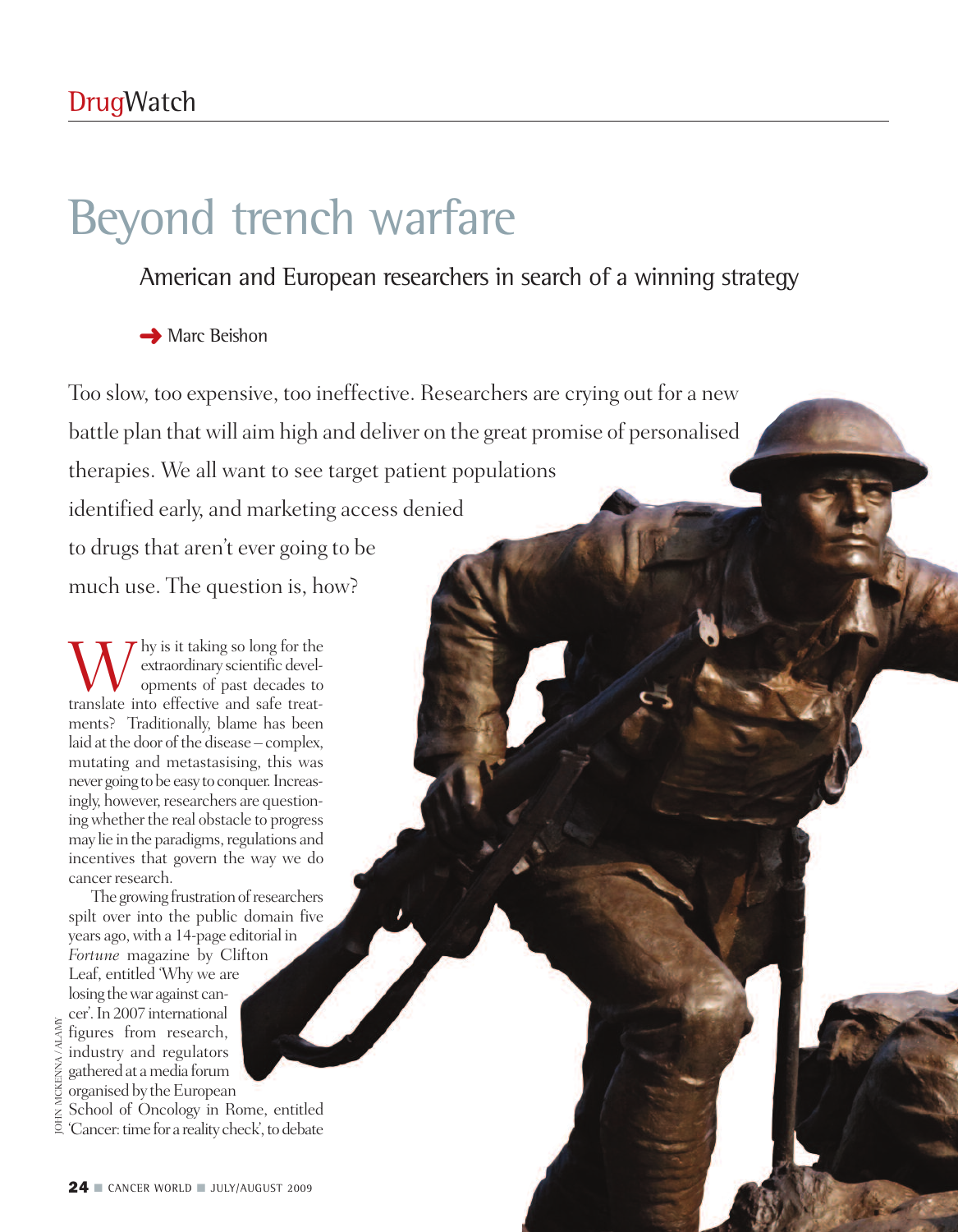DrugWatch

# Beyond trench warfare

## American and European researchers in search of a winning strategy

Marc Beishon

Too slow, too expensive, too ineffective. Researchers are crying out for a new battle plan that will aim high and deliver on the great promise of personalised therapies. We all want to see target patient populations identified early, and marketing access denied to drugs that aren't ever going to be much use. The question is, how?

Why is it taking so long for the extraordinary scientific developments of past decades to translate into effective and safe treatments? Traditionally, blame has been laid at the door of the disease – complex, mutating and metastasising, this was never going to be easy to conquer. Increasingly, however, researchers are questioning whether the real obstacle to progress may lie in the paradigms, regulations and incentives that govern the way we do cancer research.

The growing frustration of researchers spilt over into the public domain five years ago, with a 14-page editorial in *Fortune* magazine by Clifton Leaf, entitled 'Why we are losing the war against cancer'. In 2007 international figures from research, industry and regulators gathered at a media forum organised by the European School of Oncology in Rome, entitled 'Cancer: time for a reality check', to debate

JOHN MCKENNA / ALAMY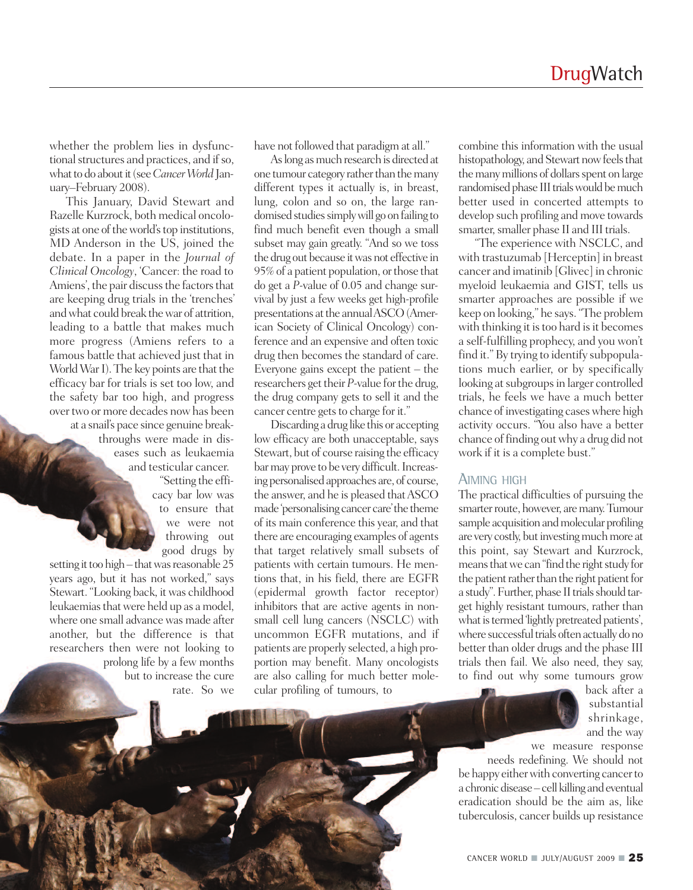whether the problem lies in dysfunctional structures and practices, and if so, what to do about it (see *Cancer World* January–February 2008).

This January, David Stewart and Razelle Kurzrock, both medical oncologists at one of the world's top institutions, MD Anderson in the US, joined the debate. In a paper in the *Journal of Clinical Oncology*, 'Cancer: the road to Amiens', the pair discuss the factors that are keeping drug trials in the 'trenches' and what could break the war of attrition, leading to a battle that makes much more progress (Amiens refers to a famous battle that achieved just that in World War I). The key points are that the efficacy bar for trials is set too low, and the safety bar too high, and progress over two or more decades now has been at a snail's pace since genuine breakthroughs were made in diseases such as leukaemia and testicular cancer.

"Setting the efficacy bar low was to ensure that we were not throwing out good drugs by setting it too high – that was reasonable 25 years ago, but it has not worked," says Stewart. "Looking back, it was childhood leukaemias that were held up as a model, where one small advance was made after another, but the difference is that researchers then were not looking to prolong life by a few months but to increase the cure rate. So we have not followed that paradigm at all."

As long as much research is directed at one tumour category rather than the many different types it actually is, in breast, lung, colon and so on, the large randomised studies simply will go on failing to find much benefit even though a small subset may gain greatly. "And so we toss the drug out because it was not effective in 95% of a patient population, or those that do get a *P*-value of 0.05 and change survival by just a few weeks get high-profile presentations at the annual ASCO (American Society of Clinical Oncology) conference and an expensive and often toxic drug then becomes the standard of care. Everyone gains except the patient – the researchers get their *P*-value for the drug, the drug company gets to sell it and the cancer centre gets to charge for it."

Discarding a drug like this or accepting low efficacy are both unacceptable, says Stewart, but of course raising the efficacy bar may prove to be very difficult. Increasing personalised approaches are, of course, the answer, and he is pleased that ASCO made 'personalising cancer care' the theme of its main conference this year, and that there are encouraging examples of agents that target relatively small subsets of patients with certain tumours. He mentions that, in his field, there are EGFR (epidermal growth factor receptor) inhibitors that are active agents in non-small cell lung cancers (NSCLC) with uncommon EGFR mutations, and if patients are properly selected, a high proportion may benefit. Many oncologists are also calling for much better molecular profiling of tumours, to combine this information with the usual histopathology, and Stewart now feels that the many millions of dollars spent on large randomised phase III trials would be much better used in concerted attempts to develop such profiling and move towards smarter, smaller phase II and III trials.

"The experience with NSCLC, and with trastuzumab [Herceptin] in breast cancer and imatinib [Glivec] in chronic myeloid leukaemia and GIST, tells us smarter approaches are possible if we keep on looking," he says. "The problem with thinking it is too hard is it becomes a self-fulfilling prophecy, and you won't find it." By trying to identify subpopulations much earlier, or by specifically looking at subgroups in larger controlled trials, he feels we have a much better chance of investigating cases where high activity occurs. "You also have a better chance of finding out why a drug did not work if it is a complete bust."

## Aiming high

The practical difficulties of pursuing the smarter route, however, are many. Tumour sample acquisition and molecular profiling are very costly, but investing much more at this point, say Stewart and Kurzrock, means that we can "find the right study for the patient rather than the right patient for a study". Further, phase II trials should target highly resistant tumours, rather than what is termed 'lightly pretreated patients', where successful trials often actually do no better than older drugs and the phase III trials then fail. We also need, they say, to find out why some tumours grow back after a substantial shrinkage, and the way we measure response needs redefining. We should not be happy either with converting cancer to a chronic disease – cell killing and eventual eradication should be the aim as, like tuberculosis, cancer builds up resistance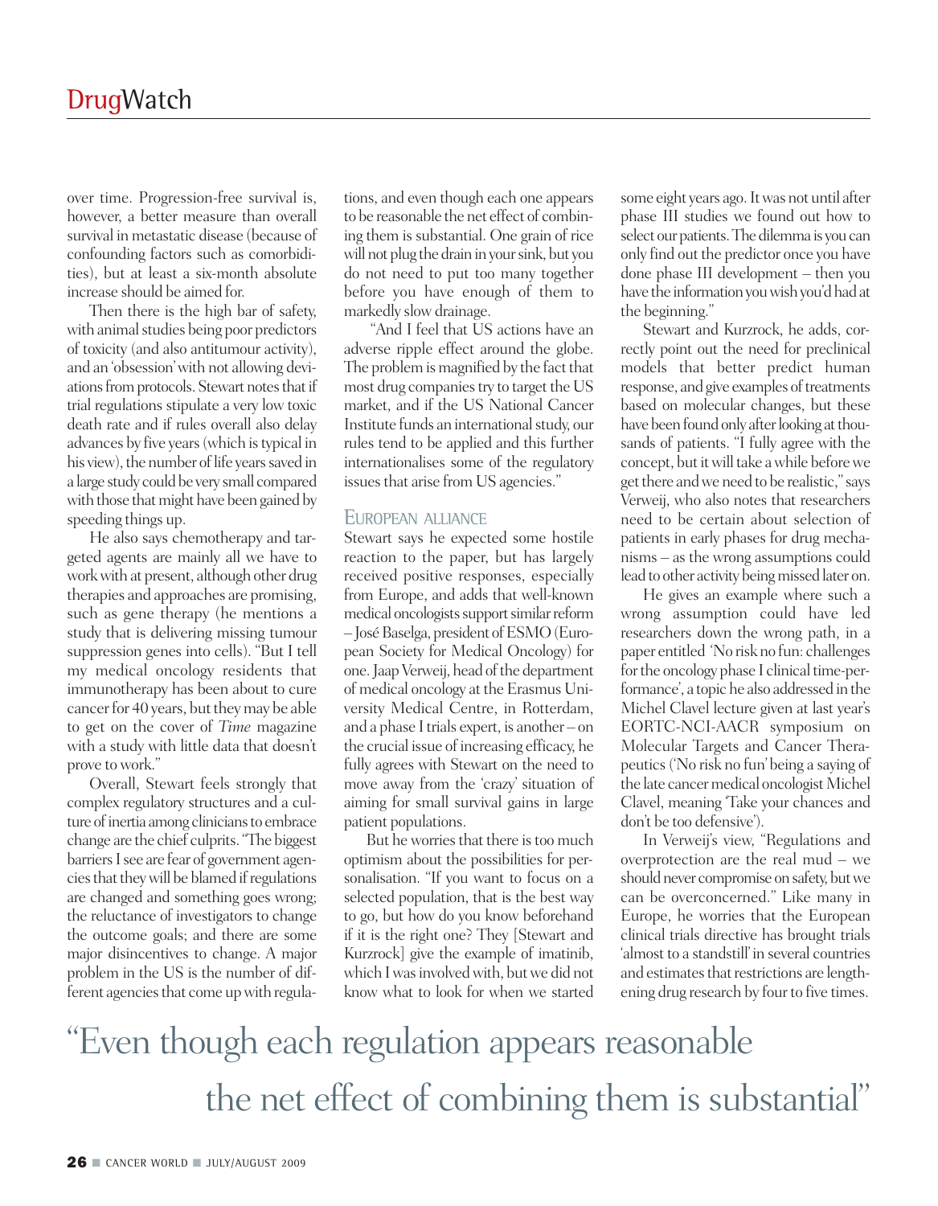over time. Progression-free survival is, however, a better measure than overall survival in metastatic disease (because of confounding factors such as comorbidities), but at least a six-month absolute increase should be aimed for.

Then there is the high bar of safety, with animal studies being poor predictors of toxicity (and also antitumour activity), and an 'obsession' with not allowing deviations from protocols. Stewart notes that if trial regulations stipulate a very low toxic death rate and if rules overall also delay advances by five years (which is typical in his view), the number of life years saved in a large study could be very small compared with those that might have been gained by speeding things up.

He also says chemotherapy and targeted agents are mainly all we have to work with at present, although other drug therapies and approaches are promising, such as gene therapy (he mentions a study that is delivering missing tumour suppression genes into cells). "But I tell my medical oncology residents that immunotherapy has been about to cure cancer for 40 years, but they may be able to get on the cover of *Time* magazine with a study with little data that doesn't prove to work."

Overall, Stewart feels strongly that complex regulatory structures and a culture of inertia among clinicians to embrace change are the chief culprits. "The biggest barriers I see are fear of government agencies that they will be blamed if regulations are changed and something goes wrong; the reluctance of investigators to change the outcome goals; and there are some major disincentives to change. A major problem in the US is the number of different agencies that come up with regulations, and even though each one appears to be reasonable the net effect of combining them is substantial. One grain of rice will not plug the drain in your sink, but you do not need to put too many together before you have enough of them to markedly slow drainage.

"And I feel that US actions have an adverse ripple effect around the globe. The problem is magnified by the fact that most drug companies try to target the US market, and if the US National Cancer Institute funds an international study, our rules tend to be applied and this further internationalises some of the regulatory issues that arise from US agencies."

## European alliance

Stewart says he expected some hostile reaction to the paper, but has largely received positive responses, especially from Europe, and adds that well-known medical oncologists support similar reform – José Baselga, president of ESMO (European Society for Medical Oncology) for one. Jaap Verweij, head of the department of medical oncology at the Erasmus University Medical Centre, in Rotterdam, and a phase I trials expert, is another – on the crucial issue of increasing efficacy, he fully agrees with Stewart on the need to move away from the 'crazy' situation of aiming for small survival gains in large patient populations.

But he worries that there is too much optimism about the possibilities for personalisation. "If you want to focus on a selected population, that is the best way to go, but how do you know beforehand if it is the right one? They [Stewart and Kurzrock] give the example of imatinib, which I was involved with, but we did not know what to look for when we started some eight years ago. It was not until after phase III studies we found out how to select our patients. The dilemma is you can only find out the predictor once you have done phase III development – then you have the information you wish you'd had at the beginning."

Stewart and Kurzrock, he adds, correctly point out the need for preclinical models that better predict human response, and give examples of treatments based on molecular changes, but these have been found only after looking at thousands of patients. "I fully agree with the concept, but it will take a while before we get there and we need to be realistic," says Verweij, who also notes that researchers need to be certain about selection of patients in early phases for drug mechanisms – as the wrong assumptions could lead to other activity being missed later on.

He gives an example where such a wrong assumption could have led researchers down the wrong path, in a paper entitled 'No risk no fun: challenges for the oncology phase I clinical time-performance', a topic he also addressed in the Michel Clavel lecture given at last year's EORTC-NCI-AACR symposium on Molecular Targets and Cancer Therapeutics ('No risk no fun' being a saying of the late cancer medical oncologist Michel Clavel, meaning 'Take your chances and don't be too defensive').

In Verweij's view, "Regulations and overprotection are the real mud – we should never compromise on safety, but we can be overconcerned." Like many in Europe, he worries that the European clinical trials directive has brought trials 'almost to a standstill' in several countries and estimates that restrictions are lengthening drug research by four to five times.

> "Even though each regulation appears reasonable the net effect of combining them is substantial"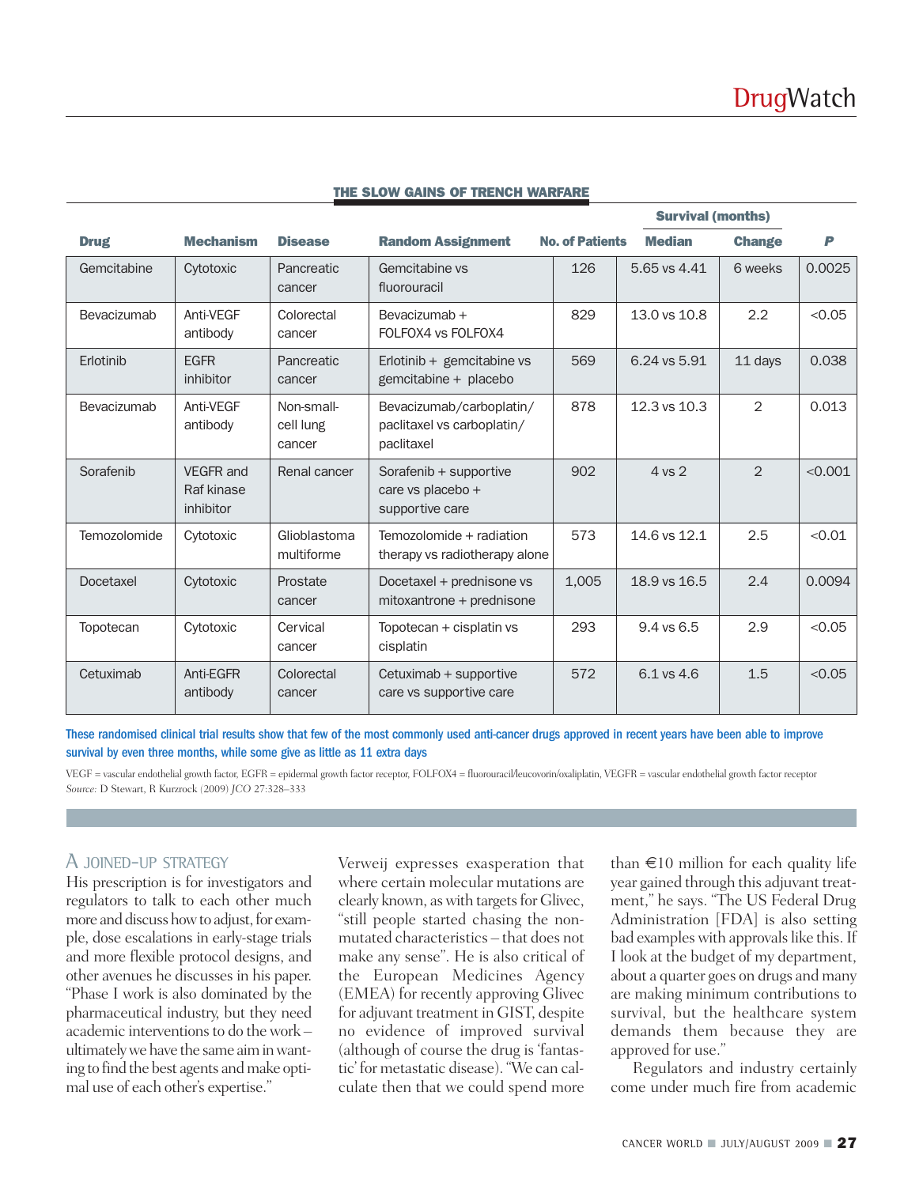### THE SLOW GAINS OF TRENCH WARFARE

| Drug | Mechanism | Disease | Random Assignment | No. of Patients | Survival (months) Median | Change | *P* |
|---|---|---|---|---|---|---|---|
| Gemcitabine | Cytotoxic | Pancreatic cancer | Gemcitabine vs fluorouracil | 126 | 5.65 vs 4.41 | 6 weeks | 0.0025 |
| Bevacizumab | Anti-VEGF antibody | Colorectal cancer | Bevacizumab + FOLFOX4 vs FOLFOX4 | 829 | 13.0 vs 10.8 | 2.2 | <0.05 |
| Erlotinib | EGFR inhibitor | Pancreatic cancer | Erlotinib + gemcitabine vs gemcitabine + placebo | 569 | 6.24 vs 5.91 | 11 days | 0.038 |
| Bevacizumab | Anti-VEGF antibody | Non-small-cell lung cancer | Bevacizumab/carboplatin/paclitaxel vs carboplatin/paclitaxel | 878 | 12.3 vs 10.3 | 2 | 0.013 |
| Sorafenib | VEGFR and Raf kinase inhibitor | Renal cancer | Sorafenib + supportive care vs placebo + supportive care | 902 | 4 vs 2 | 2 | <0.001 |
| Temozolomide | Cytotoxic | Glioblastoma multiforme | Temozolomide + radiation therapy vs radiotherapy alone | 573 | 14.6 vs 12.1 | 2.5 | <0.01 |
| Docetaxel | Cytotoxic | Prostate cancer | Docetaxel + prednisone vs mitoxantrone + prednisone | 1,005 | 18.9 vs 16.5 | 2.4 | 0.0094 |
| Topotecan | Cytotoxic | Cervical cancer | Topotecan + cisplatin vs cisplatin | 293 | 9.4 vs 6.5 | 2.9 | <0.05 |
| Cetuximab | Anti-EGFR antibody | Colorectal cancer | Cetuximab + supportive care vs supportive care | 572 | 6.1 vs 4.6 | 1.5 | <0.05 |

These randomised clinical trial results show that few of the most commonly used anti-cancer drugs approved in recent years have been able to improve survival by even three months, while some give as little as 11 extra days

VEGF = vascular endothelial growth factor, EGFR = epidermal growth factor receptor, FOLFOX4 = fluorouracil/leucovorin/oxaliplatin, VEGFR = vascular endothelial growth factor receptor
*Source:* D Stewart, R Kurzrock (2009) *JCO* 27:328–333

## A JOINED-UP STRATEGY

His prescription is for investigators and regulators to talk to each other much more and discuss how to adjust, for example, dose escalations in early-stage trials and more flexible protocol designs, and other avenues he discusses in his paper. "Phase I work is also dominated by the pharmaceutical industry, but they need academic interventions to do the work – ultimately we have the same aim in wanting to find the best agents and make optimal use of each other's expertise."

Verweij expresses exasperation that where certain molecular mutations are clearly known, as with targets for Glivec, "still people started chasing the non-mutated characteristics – that does not make any sense". He is also critical of the European Medicines Agency (EMEA) for recently approving Glivec for adjuvant treatment in GIST, despite no evidence of improved survival (although of course the drug is 'fantastic' for metastatic disease). "We can calculate then that we could spend more than €10 million for each quality life year gained through this adjuvant treatment," he says. "The US Federal Drug Administration [FDA] is also setting bad examples with approvals like this. If I look at the budget of my department, about a quarter goes on drugs and many are making minimum contributions to survival, but the healthcare system demands them because they are approved for use."

Regulators and industry certainly come under much fire from academic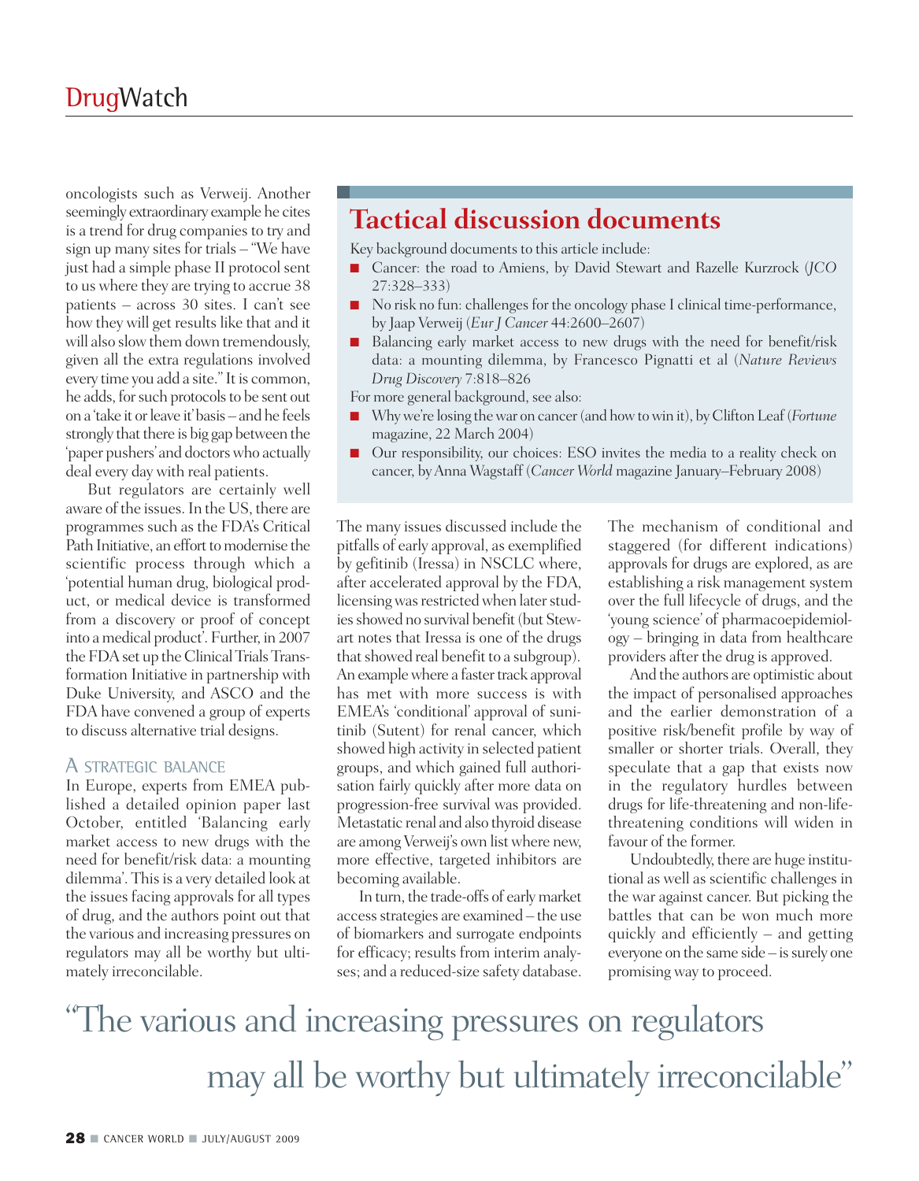oncologists such as Verweij. Another seemingly extraordinary example he cites is a trend for drug companies to try and sign up many sites for trials – "We have just had a simple phase II protocol sent to us where they are trying to accrue 38 patients – across 30 sites. I can't see how they will get results like that and it will also slow them down tremendously, given all the extra regulations involved every time you add a site." It is common, he adds, for such protocols to be sent out on a 'take it or leave it' basis – and he feels strongly that there is big gap between the 'paper pushers' and doctors who actually deal every day with real patients.

But regulators are certainly well aware of the issues. In the US, there are programmes such as the FDA's Critical Path Initiative, an effort to modernise the scientific process through which a 'potential human drug, biological product, or medical device is transformed from a discovery or proof of concept into a medical product'. Further, in 2007 the FDA set up the Clinical Trials Transformation Initiative in partnership with Duke University, and ASCO and the FDA have convened a group of experts to discuss alternative trial designs.

## A STRATEGIC BALANCE

In Europe, experts from EMEA published a detailed opinion paper last October, entitled 'Balancing early market access to new drugs with the need for benefit/risk data: a mounting dilemma'. This is a very detailed look at the issues facing approvals for all types of drug, and the authors point out that the various and increasing pressures on regulators may all be worthy but ultimately irreconcilable.

The many issues discussed include the pitfalls of early approval, as exemplified by gefitinib (Iressa) in NSCLC where, after accelerated approval by the FDA, licensing was restricted when later studies showed no survival benefit (but Stewart notes that Iressa is one of the drugs that showed real benefit to a subgroup). An example where a faster track approval has met with more success is with EMEA's 'conditional' approval of sunitinib (Sutent) for renal cancer, which showed high activity in selected patient groups, and which gained full authorisation fairly quickly after more data on progression-free survival was provided. Metastatic renal and also thyroid disease are among Verweij's own list where new, more effective, targeted inhibitors are becoming available.

In turn, the trade-offs of early market access strategies are examined – the use of biomarkers and surrogate endpoints for efficacy; results from interim analyses; and a reduced-size safety database. The mechanism of conditional and staggered (for different indications) approvals for drugs are explored, as are establishing a risk management system over the full lifecycle of drugs, and the 'young science' of pharmacoepidemiology – bringing in data from healthcare providers after the drug is approved.

And the authors are optimistic about the impact of personalised approaches and the earlier demonstration of a positive risk/benefit profile by way of smaller or shorter trials. Overall, they speculate that a gap that exists now in the regulatory hurdles between drugs for life-threatening and non-life-threatening conditions will widen in favour of the former.

Undoubtedly, there are huge institutional as well as scientific challenges in the war against cancer. But picking the battles that can be won much more quickly and efficiently – and getting everyone on the same side – is surely one promising way to proceed.

## Tactical discussion documents

Key background documents to this article include:

- Cancer: the road to Amiens, by David Stewart and Razelle Kurzrock (*JCO* 27:328–333)
- No risk no fun: challenges for the oncology phase I clinical time-performance, by Jaap Verweij (*Eur J Cancer* 44:2600–2607)
- Balancing early market access to new drugs with the need for benefit/risk data: a mounting dilemma, by Francesco Pignatti et al (*Nature Reviews Drug Discovery* 7:818–826

For more general background, see also:

- Why we're losing the war on cancer (and how to win it), by Clifton Leaf (*Fortune* magazine, 22 March 2004)
- Our responsibility, our choices: ESO invites the media to a reality check on cancer, by Anna Wagstaff (*Cancer World* magazine January–February 2008)

"The various and increasing pressures on regulators may all be worthy but ultimately irreconcilable"